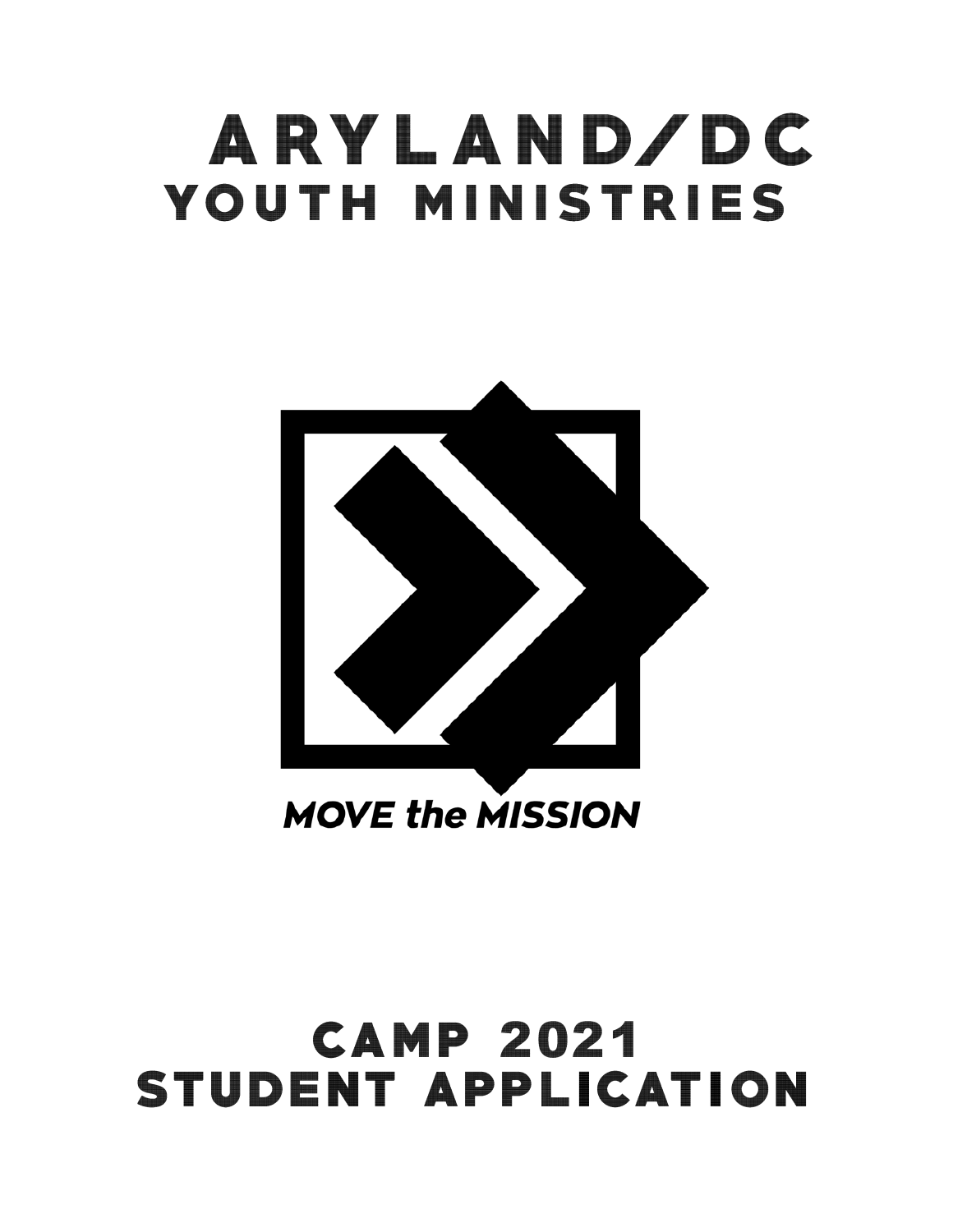# ARYLAND/DC
## YOUTH MINISTRIES

*MOVE the MISSION*

# CAMP 2021
# STUDENT APPLICATION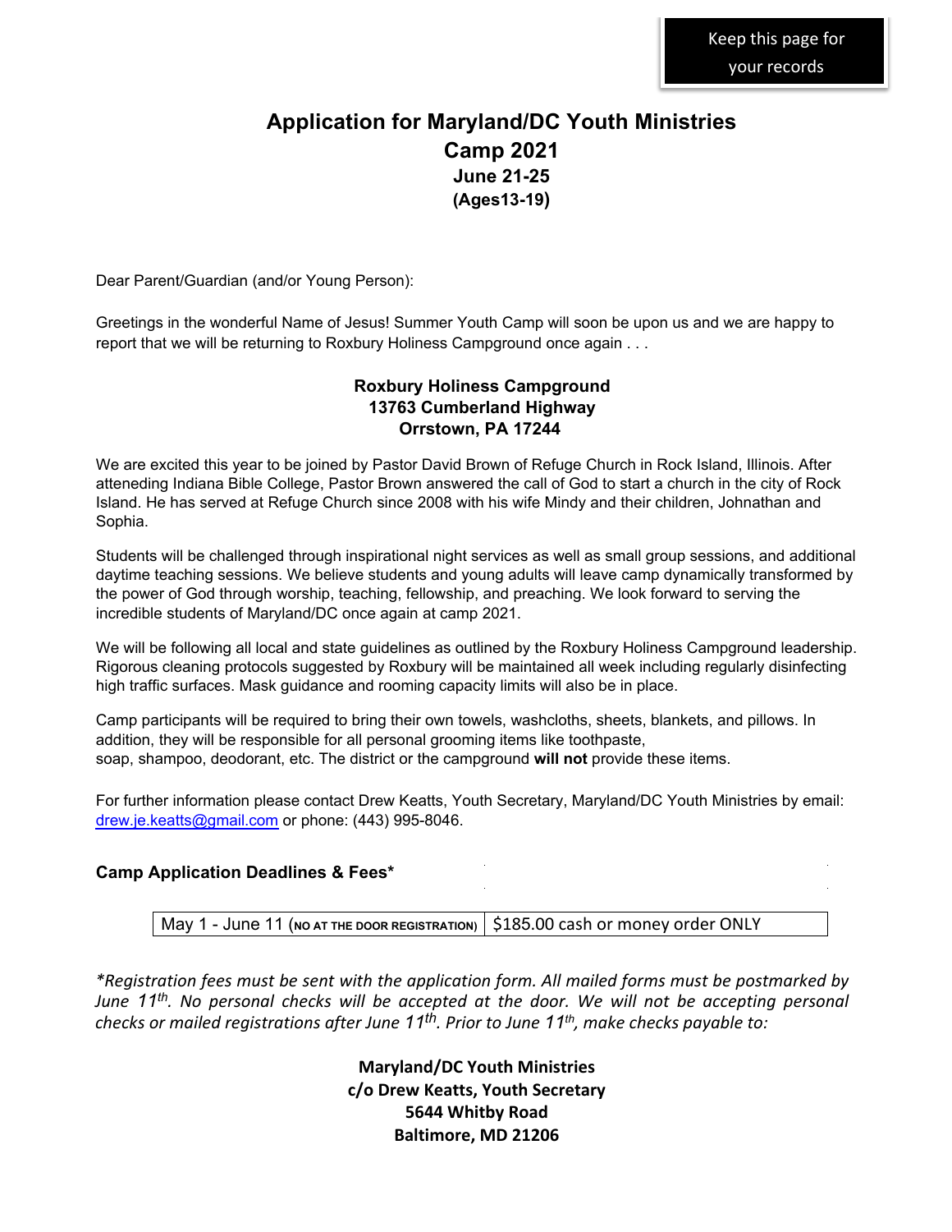Keep this page for your records

# Application for Maryland/DC Youth Ministries Camp 2021

## June 21-25

## (Ages13-19)

Dear Parent/Guardian (and/or Young Person):

Greetings in the wonderful Name of Jesus! Summer Youth Camp will soon be upon us and we are happy to report that we will be returning to Roxbury Holiness Campground once again . . .

**Roxbury Holiness Campground**
**13763 Cumberland Highway**
**Orrstown, PA 17244**

We are excited this year to be joined by Pastor David Brown of Refuge Church in Rock Island, Illinois. After atteneding Indiana Bible College, Pastor Brown answered the call of God to start a church in the city of Rock Island. He has served at Refuge Church since 2008 with his wife Mindy and their children, Johnathan and Sophia.

Students will be challenged through inspirational night services as well as small group sessions, and additional daytime teaching sessions. We believe students and young adults will leave camp dynamically transformed by the power of God through worship, teaching, fellowship, and preaching. We look forward to serving the incredible students of Maryland/DC once again at camp 2021.

We will be following all local and state guidelines as outlined by the Roxbury Holiness Campground leadership. Rigorous cleaning protocols suggested by Roxbury will be maintained all week including regularly disinfecting high traffic surfaces. Mask guidance and rooming capacity limits will also be in place.

Camp participants will be required to bring their own towels, washcloths, sheets, blankets, and pillows. In addition, they will be responsible for all personal grooming items like toothpaste, soap, shampoo, deodorant, etc. The district or the campground **will not** provide these items.

For further information please contact Drew Keatts, Youth Secretary, Maryland/DC Youth Ministries by email: drew.je.keatts@gmail.com or phone: (443) 995-8046.

### Camp Application Deadlines & Fees*

| May 1 - June 11 (NO AT THE DOOR REGISTRATION) | $185.00 cash or money order ONLY |
|---|---|

*\*Registration fees must be sent with the application form. All mailed forms must be postmarked by June 11th. No personal checks will be accepted at the door. We will not be accepting personal checks or mailed registrations after June 11th. Prior to June 11th, make checks payable to:*

**Maryland/DC Youth Ministries**
**c/o Drew Keatts, Youth Secretary**
**5644 Whitby Road**
**Baltimore, MD 21206**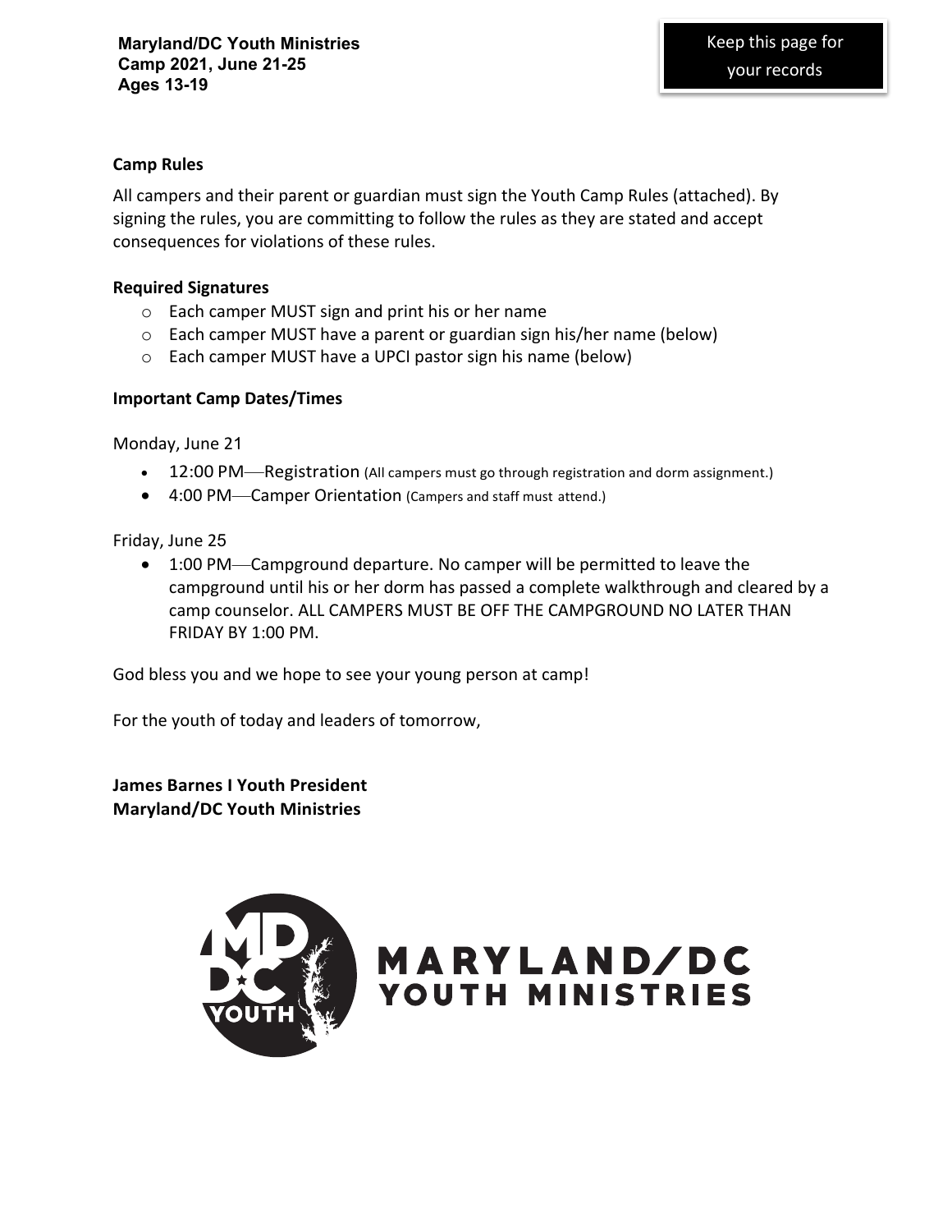**Maryland/DC Youth Ministries**
**Camp 2021, June 21-25**
**Ages 13-19**

Keep this page for your records

**Camp Rules**

All campers and their parent or guardian must sign the Youth Camp Rules (attached). By signing the rules, you are committing to follow the rules as they are stated and accept consequences for violations of these rules.

**Required Signatures**

- Each camper MUST sign and print his or her name
- Each camper MUST have a parent or guardian sign his/her name (below)
- Each camper MUST have a UPCI pastor sign his name (below)

**Important Camp Dates/Times**

Monday, June 21

- 12:00 PM—Registration (All campers must go through registration and dorm assignment.)
- 4:00 PM—Camper Orientation (Campers and staff must attend.)

Friday, June 25

- 1:00 PM—Campground departure. No camper will be permitted to leave the campground until his or her dorm has passed a complete walkthrough and cleared by a camp counselor. ALL CAMPERS MUST BE OFF THE CAMPGROUND NO LATER THAN FRIDAY BY 1:00 PM.

God bless you and we hope to see your young person at camp!

For the youth of today and leaders of tomorrow,

**James Barnes I Youth President**
**Maryland/DC Youth Ministries**

MARYLAND/DC YOUTH MINISTRIES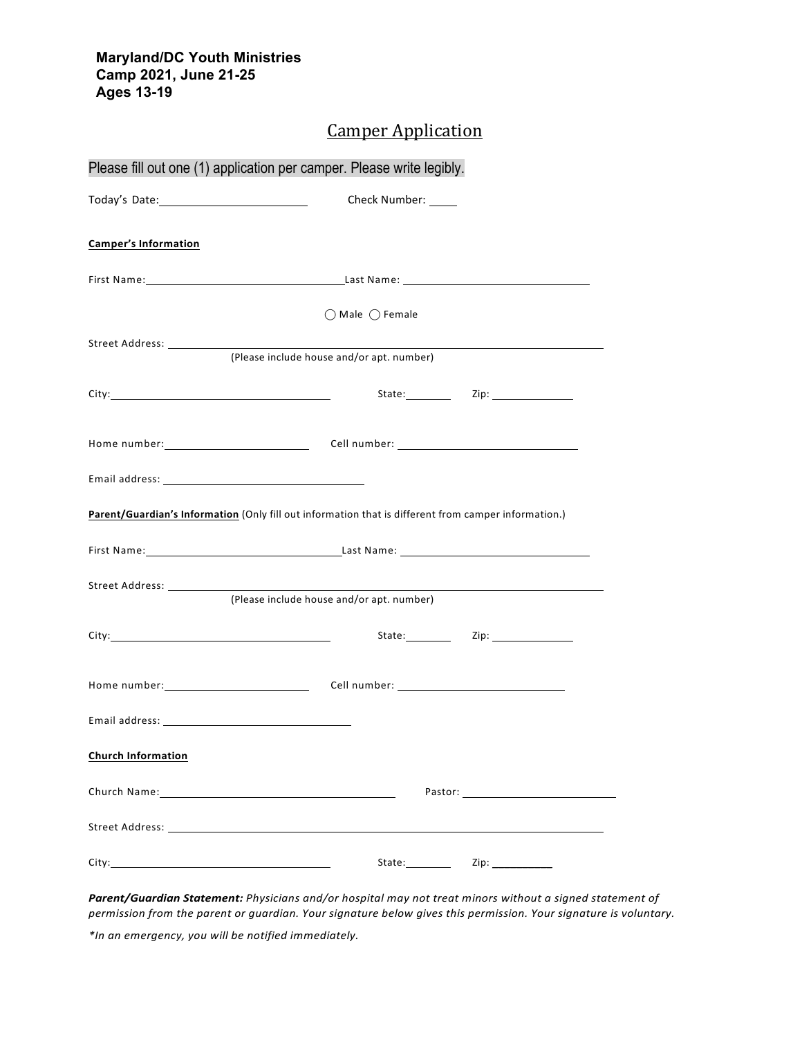**Maryland/DC Youth Ministries**
**Camp 2021, June 21-25**
**Ages 13-19**

# Camper Application

Please fill out one (1) application per camper. Please write legibly.

Today's Date:________________________ Check Number: ____

**Camper's Information**

First Name:________________________________Last Name: ______________________________

◯ Male ◯ Female

Street Address: ________________________________________________________________
(Please include house and/or apt. number)

City:________________________________ State:________ Zip: ______________

Home number:________________________ Cell number: ______________________________

Email address: ______________________________

**Parent/Guardian's Information** (Only fill out information that is different from camper information.)

First Name:________________________________Last Name: ______________________________

Street Address: ________________________________________________________________
(Please include house and/or apt. number)

City:________________________________ State:________ Zip: ______________

Home number:________________________ Cell number: ____________________________

Email address: ____________________________

**Church Information**

Church Name:________________________________ Pastor: __________________________

Street Address: ________________________________________________________________

City:________________________________ State:________ Zip: __________

***Parent/Guardian Statement:*** *Physicians and/or hospital may not treat minors without a signed statement of permission from the parent or guardian. Your signature below gives this permission. Your signature is voluntary.*

*\*In an emergency, you will be notified immediately.*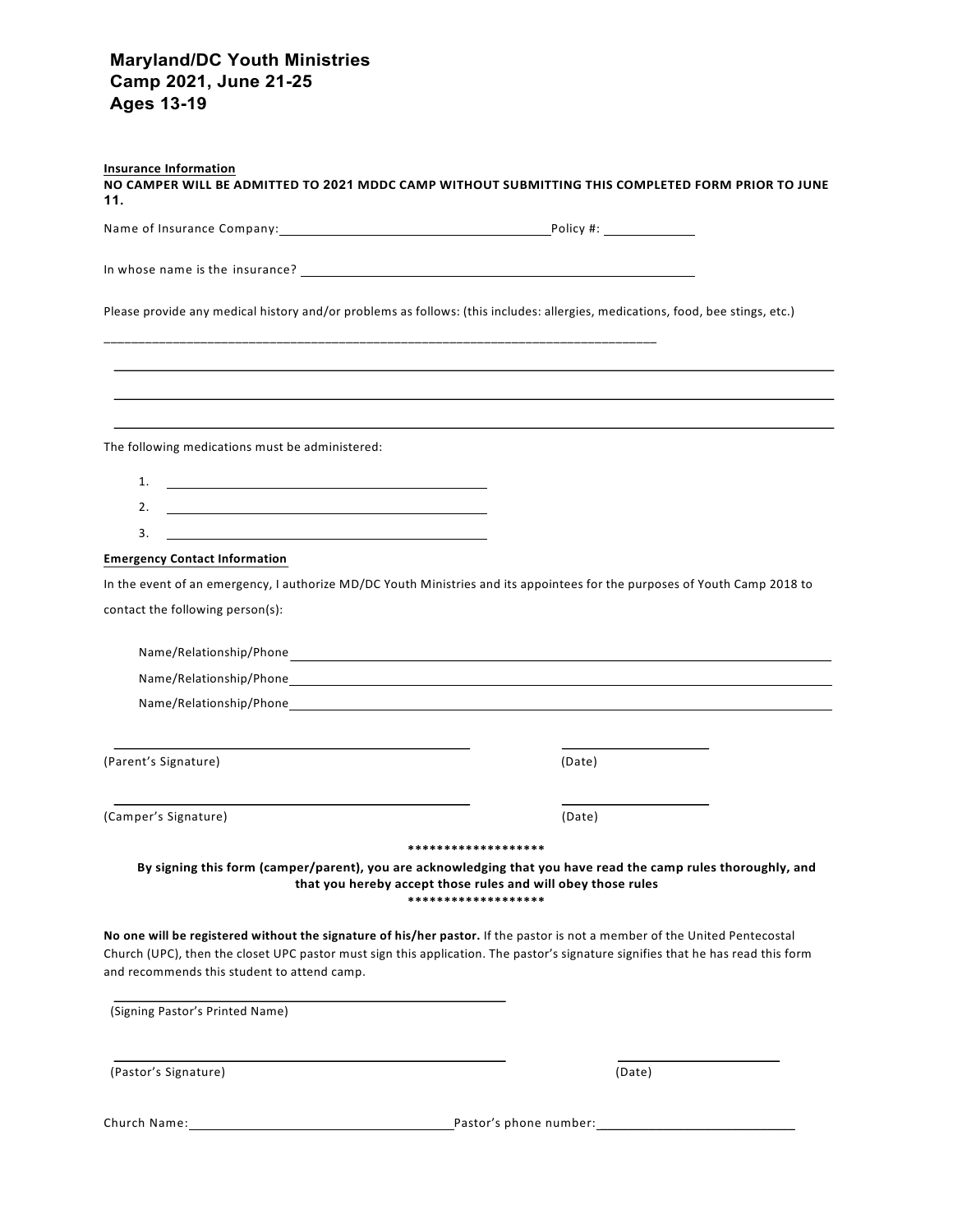**Maryland/DC Youth Ministries**
**Camp 2021, June 21-25**
**Ages 13-19**

**Insurance Information**

**NO CAMPER WILL BE ADMITTED TO 2021 MDDC CAMP WITHOUT SUBMITTING THIS COMPLETED FORM PRIOR TO JUNE 11.**

Name of Insurance Company: ______________________________ Policy #: ____________

In whose name is the insurance? ______________________________________________

Please provide any medical history and/or problems as follows: (this includes: allergies, medications, food, bee stings, etc.)

______________________________________________________________________________

______________________________________________________________________________

______________________________________________________________________________

______________________________________________________________________________

The following medications must be administered:

1. ______________________________
2. ______________________________
3. ______________________________

**Emergency Contact Information**

In the event of an emergency, I authorize MD/DC Youth Ministries and its appointees for the purposes of Youth Camp 2018 to contact the following person(s):

Name/Relationship/Phone ______________________________________________

Name/Relationship/Phone ______________________________________________

Name/Relationship/Phone ______________________________________________

______________________________ (Parent's Signature) ______________ (Date)

______________________________ (Camper's Signature) ______________ (Date)

*******************

**By signing this form (camper/parent), you are acknowledging that you have read the camp rules thoroughly, and that you hereby accept those rules and will obey those rules**

*******************

**No one will be registered without the signature of his/her pastor.** If the pastor is not a member of the United Pentecostal Church (UPC), then the closet UPC pastor must sign this application. The pastor's signature signifies that he has read this form and recommends this student to attend camp.

______________________________
(Signing Pastor's Printed Name)

______________________________ (Pastor's Signature) ______________ (Date)

Church Name: ______________________________ Pastor's phone number: ______________________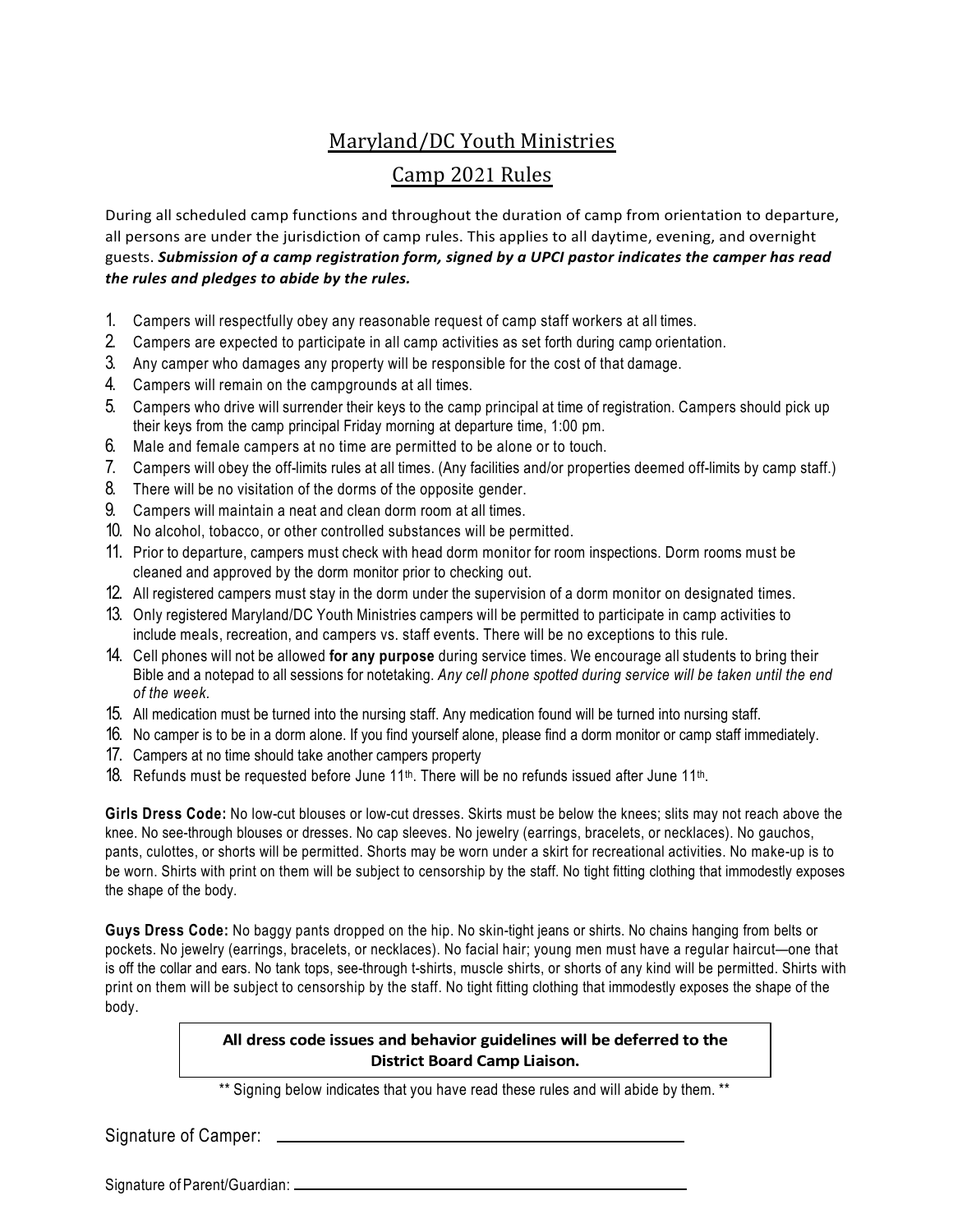# Maryland/DC Youth Ministries

## Camp 2021 Rules

During all scheduled camp functions and throughout the duration of camp from orientation to departure, all persons are under the jurisdiction of camp rules. This applies to all daytime, evening, and overnight guests. ***Submission of a camp registration form, signed by a UPCI pastor indicates the camper has read the rules and pledges to abide by the rules.***

1. Campers will respectfully obey any reasonable request of camp staff workers at all times.
2. Campers are expected to participate in all camp activities as set forth during camp orientation.
3. Any camper who damages any property will be responsible for the cost of that damage.
4. Campers will remain on the campgrounds at all times.
5. Campers who drive will surrender their keys to the camp principal at time of registration. Campers should pick up their keys from the camp principal Friday morning at departure time, 1:00 pm.
6. Male and female campers at no time are permitted to be alone or to touch.
7. Campers will obey the off-limits rules at all times. (Any facilities and/or properties deemed off-limits by camp staff.)
8. There will be no visitation of the dorms of the opposite gender.
9. Campers will maintain a neat and clean dorm room at all times.
10. No alcohol, tobacco, or other controlled substances will be permitted.
11. Prior to departure, campers must check with head dorm monitor for room inspections. Dorm rooms must be cleaned and approved by the dorm monitor prior to checking out.
12. All registered campers must stay in the dorm under the supervision of a dorm monitor on designated times.
13. Only registered Maryland/DC Youth Ministries campers will be permitted to participate in camp activities to include meals, recreation, and campers vs. staff events. There will be no exceptions to this rule.
14. Cell phones will not be allowed **for any purpose** during service times. We encourage all students to bring their Bible and a notepad to all sessions for notetaking. *Any cell phone spotted during service will be taken until the end of the week.*
15. All medication must be turned into the nursing staff. Any medication found will be turned into nursing staff.
16. No camper is to be in a dorm alone. If you find yourself alone, please find a dorm monitor or camp staff immediately.
17. Campers at no time should take another campers property
18. Refunds must be requested before June 11th. There will be no refunds issued after June 11th.

**Girls Dress Code:** No low-cut blouses or low-cut dresses. Skirts must be below the knees; slits may not reach above the knee. No see-through blouses or dresses. No cap sleeves. No jewelry (earrings, bracelets, or necklaces). No gauchos, pants, culottes, or shorts will be permitted. Shorts may be worn under a skirt for recreational activities. No make-up is to be worn. Shirts with print on them will be subject to censorship by the staff. No tight fitting clothing that immodestly exposes the shape of the body.

**Guys Dress Code:** No baggy pants dropped on the hip. No skin-tight jeans or shirts. No chains hanging from belts or pockets. No jewelry (earrings, bracelets, or necklaces). No facial hair; young men must have a regular haircut—one that is off the collar and ears. No tank tops, see-through t-shirts, muscle shirts, or shorts of any kind will be permitted. Shirts with print on them will be subject to censorship by the staff. No tight fitting clothing that immodestly exposes the shape of the body.

**All dress code issues and behavior guidelines will be deferred to the District Board Camp Liaison.**

** Signing below indicates that you have read these rules and will abide by them. **

Signature of Camper: ____________________________________________

Signature of Parent/Guardian: ____________________________________________